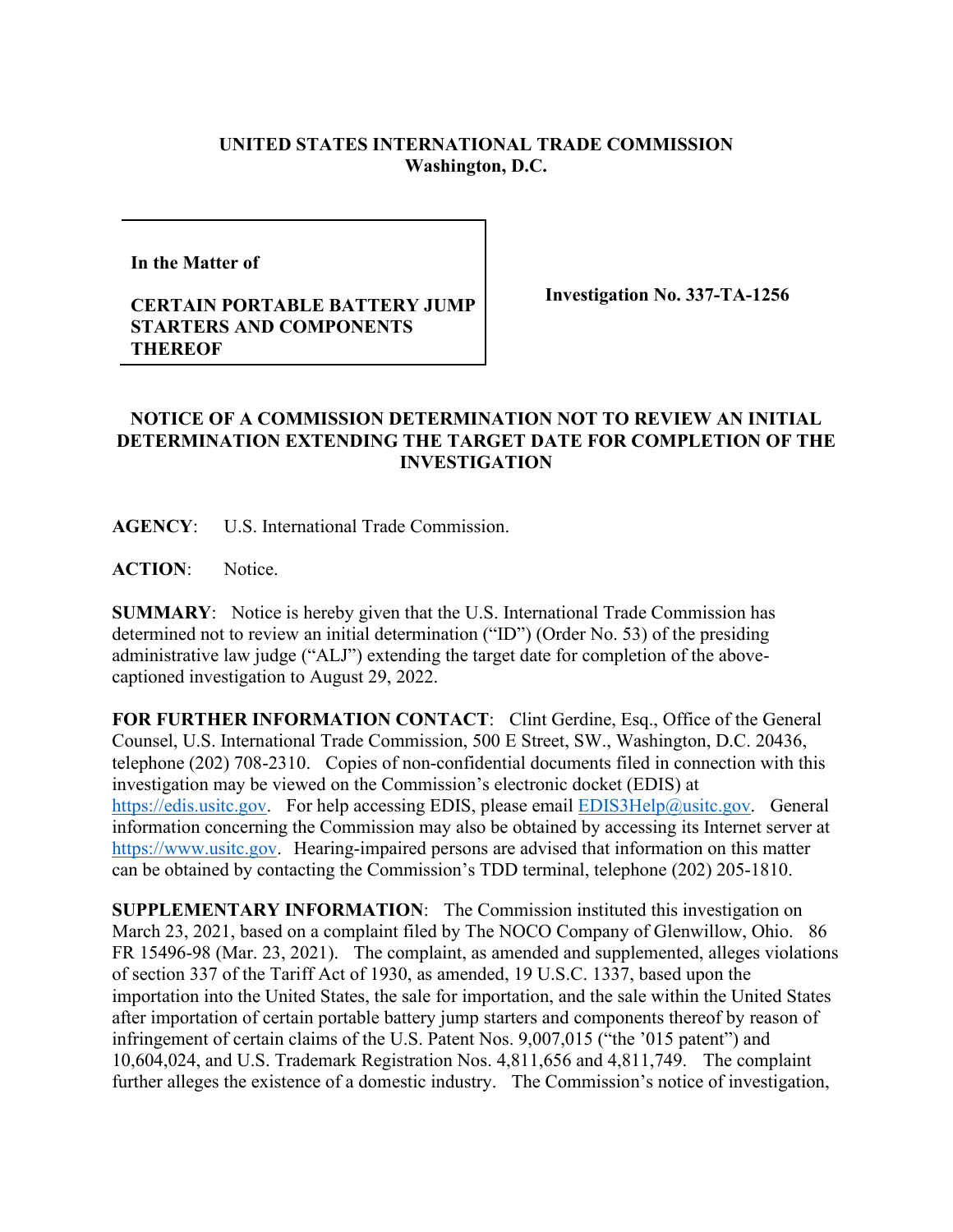**UNITED STATES INTERNATIONAL TRADE COMMISSION**
**Washington, D.C.**

| In the Matter of<br><br>**CERTAIN PORTABLE BATTERY JUMP STARTERS AND COMPONENTS THEREOF** | **Investigation No. 337-TA-1256** |
|---|---|

## NOTICE OF A COMMISSION DETERMINATION NOT TO REVIEW AN INITIAL DETERMINATION EXTENDING THE TARGET DATE FOR COMPLETION OF THE INVESTIGATION

**AGENCY**: U.S. International Trade Commission.

**ACTION**: Notice.

**SUMMARY**: Notice is hereby given that the U.S. International Trade Commission has determined not to review an initial determination ("ID") (Order No. 53) of the presiding administrative law judge ("ALJ") extending the target date for completion of the above-captioned investigation to August 29, 2022.

**FOR FURTHER INFORMATION CONTACT**: Clint Gerdine, Esq., Office of the General Counsel, U.S. International Trade Commission, 500 E Street, SW., Washington, D.C. 20436, telephone (202) 708-2310. Copies of non-confidential documents filed in connection with this investigation may be viewed on the Commission's electronic docket (EDIS) at https://edis.usitc.gov. For help accessing EDIS, please email EDIS3Help@usitc.gov. General information concerning the Commission may also be obtained by accessing its Internet server at https://www.usitc.gov. Hearing-impaired persons are advised that information on this matter can be obtained by contacting the Commission's TDD terminal, telephone (202) 205-1810.

**SUPPLEMENTARY INFORMATION**: The Commission instituted this investigation on March 23, 2021, based on a complaint filed by The NOCO Company of Glenwillow, Ohio. 86 FR 15496-98 (Mar. 23, 2021). The complaint, as amended and supplemented, alleges violations of section 337 of the Tariff Act of 1930, as amended, 19 U.S.C. 1337, based upon the importation into the United States, the sale for importation, and the sale within the United States after importation of certain portable battery jump starters and components thereof by reason of infringement of certain claims of the U.S. Patent Nos. 9,007,015 ("the '015 patent") and 10,604,024, and U.S. Trademark Registration Nos. 4,811,656 and 4,811,749. The complaint further alleges the existence of a domestic industry. The Commission's notice of investigation,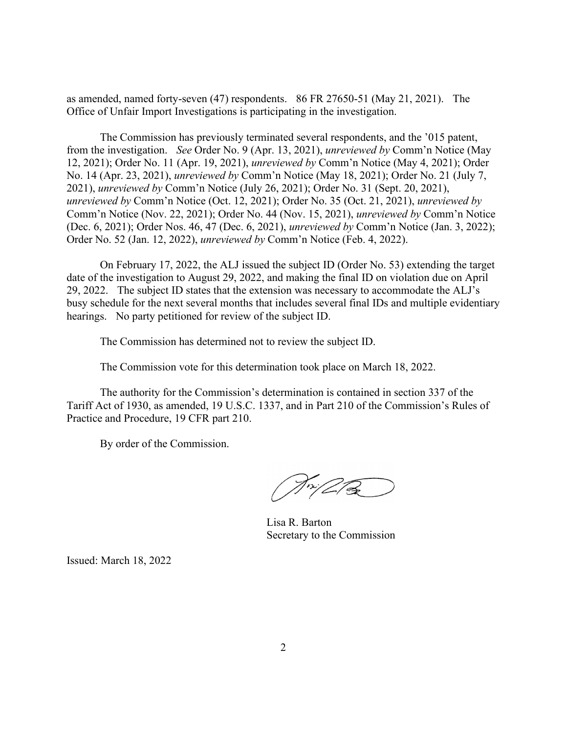as amended, named forty-seven (47) respondents. 86 FR 27650-51 (May 21, 2021). The Office of Unfair Import Investigations is participating in the investigation.

The Commission has previously terminated several respondents, and the '015 patent, from the investigation. *See* Order No. 9 (Apr. 13, 2021), *unreviewed by* Comm'n Notice (May 12, 2021); Order No. 11 (Apr. 19, 2021), *unreviewed by* Comm'n Notice (May 4, 2021); Order No. 14 (Apr. 23, 2021), *unreviewed by* Comm'n Notice (May 18, 2021); Order No. 21 (July 7, 2021), *unreviewed by* Comm'n Notice (July 26, 2021); Order No. 31 (Sept. 20, 2021), *unreviewed by* Comm'n Notice (Oct. 12, 2021); Order No. 35 (Oct. 21, 2021), *unreviewed by* Comm'n Notice (Nov. 22, 2021); Order No. 44 (Nov. 15, 2021), *unreviewed by* Comm'n Notice (Dec. 6, 2021); Order Nos. 46, 47 (Dec. 6, 2021), *unreviewed by* Comm'n Notice (Jan. 3, 2022); Order No. 52 (Jan. 12, 2022), *unreviewed by* Comm'n Notice (Feb. 4, 2022).

On February 17, 2022, the ALJ issued the subject ID (Order No. 53) extending the target date of the investigation to August 29, 2022, and making the final ID on violation due on April 29, 2022. The subject ID states that the extension was necessary to accommodate the ALJ's busy schedule for the next several months that includes several final IDs and multiple evidentiary hearings. No party petitioned for review of the subject ID.

The Commission has determined not to review the subject ID.

The Commission vote for this determination took place on March 18, 2022.

The authority for the Commission's determination is contained in section 337 of the Tariff Act of 1930, as amended, 19 U.S.C. 1337, and in Part 210 of the Commission's Rules of Practice and Procedure, 19 CFR part 210.

By order of the Commission.

Lisa R. Barton
Secretary to the Commission

Issued: March 18, 2022